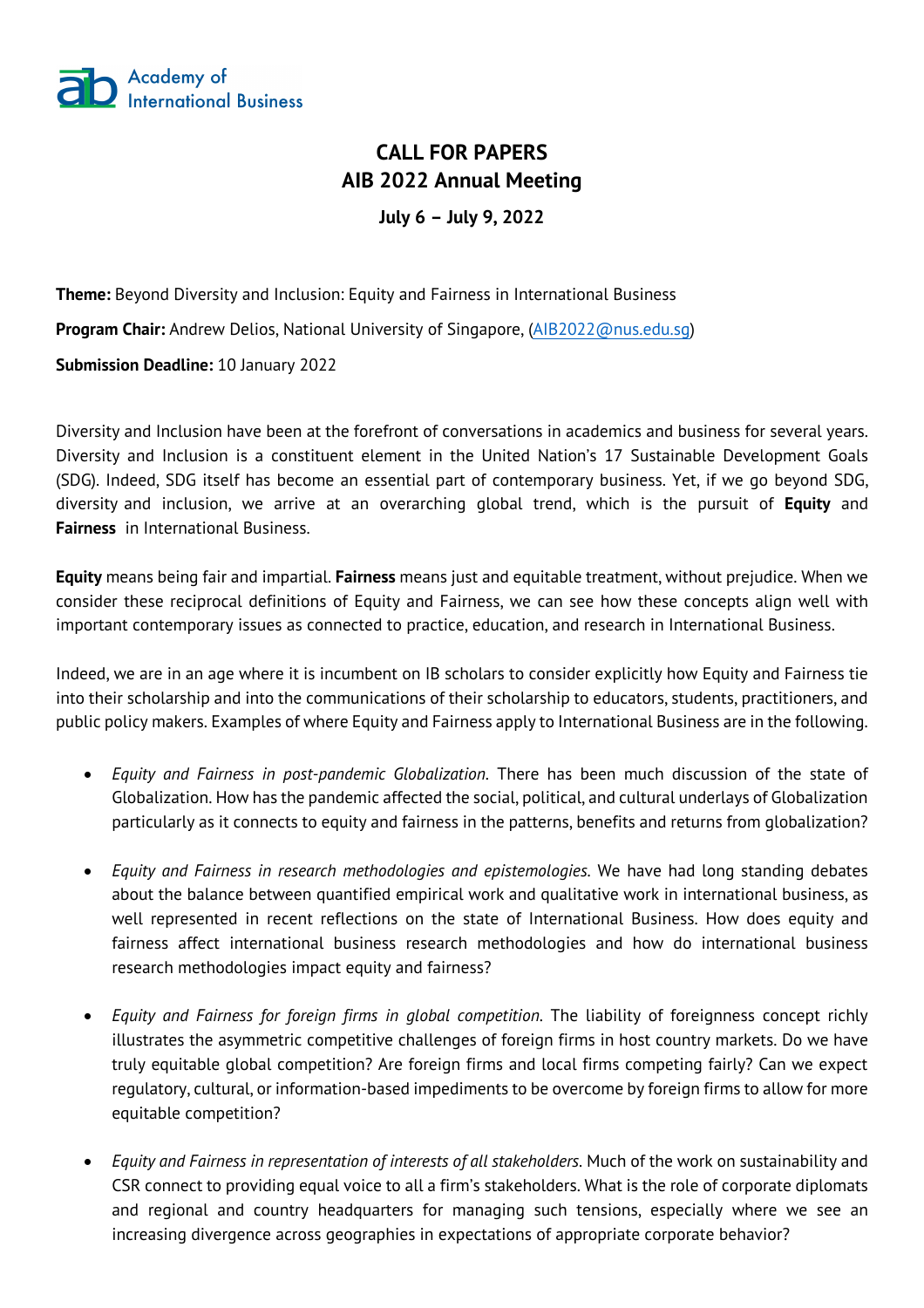Academy of International Business

# CALL FOR PAPERS
# AIB 2022 Annual Meeting

**July 6 – July 9, 2022**

**Theme:** Beyond Diversity and Inclusion: Equity and Fairness in International Business

**Program Chair:** Andrew Delios, National University of Singapore, (AIB2022@nus.edu.sg)

**Submission Deadline:** 10 January 2022

Diversity and Inclusion have been at the forefront of conversations in academics and business for several years. Diversity and Inclusion is a constituent element in the United Nation's 17 Sustainable Development Goals (SDG). Indeed, SDG itself has become an essential part of contemporary business. Yet, if we go beyond SDG, diversity and inclusion, we arrive at an overarching global trend, which is the pursuit of **Equity** and **Fairness** in International Business.

**Equity** means being fair and impartial. **Fairness** means just and equitable treatment, without prejudice. When we consider these reciprocal definitions of Equity and Fairness, we can see how these concepts align well with important contemporary issues as connected to practice, education, and research in International Business.

Indeed, we are in an age where it is incumbent on IB scholars to consider explicitly how Equity and Fairness tie into their scholarship and into the communications of their scholarship to educators, students, practitioners, and public policy makers. Examples of where Equity and Fairness apply to International Business are in the following.

- *Equity and Fairness in post-pandemic Globalization*. There has been much discussion of the state of Globalization. How has the pandemic affected the social, political, and cultural underlays of Globalization particularly as it connects to equity and fairness in the patterns, benefits and returns from globalization?

- *Equity and Fairness in research methodologies and epistemologies*. We have had long standing debates about the balance between quantified empirical work and qualitative work in international business, as well represented in recent reflections on the state of International Business. How does equity and fairness affect international business research methodologies and how do international business research methodologies impact equity and fairness?

- *Equity and Fairness for foreign firms in global competition*. The liability of foreignness concept richly illustrates the asymmetric competitive challenges of foreign firms in host country markets. Do we have truly equitable global competition? Are foreign firms and local firms competing fairly? Can we expect regulatory, cultural, or information-based impediments to be overcome by foreign firms to allow for more equitable competition?

- *Equity and Fairness in representation of interests of all stakeholders*. Much of the work on sustainability and CSR connect to providing equal voice to all a firm's stakeholders. What is the role of corporate diplomats and regional and country headquarters for managing such tensions, especially where we see an increasing divergence across geographies in expectations of appropriate corporate behavior?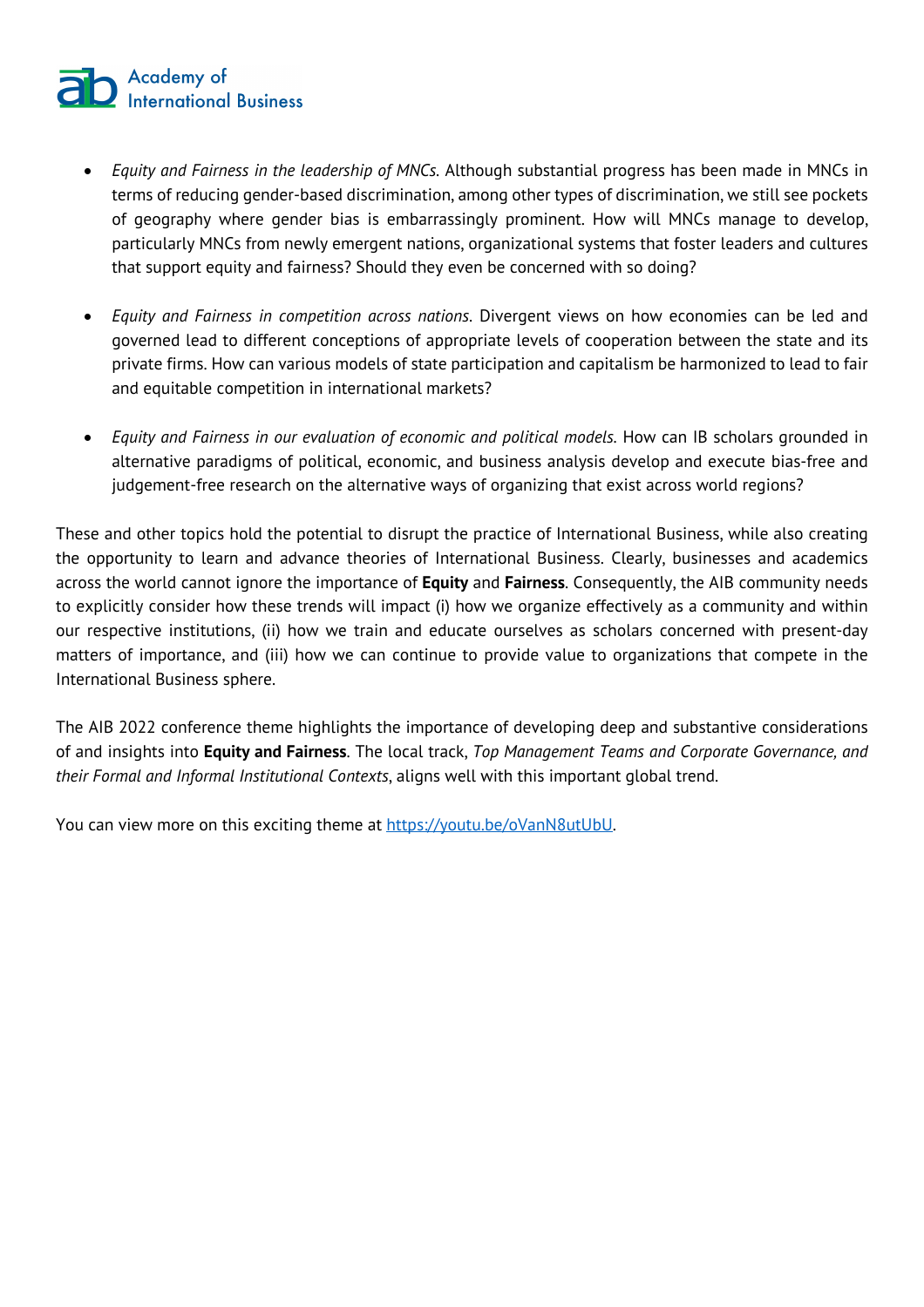- *Equity and Fairness in the leadership of MNCs.* Although substantial progress has been made in MNCs in terms of reducing gender-based discrimination, among other types of discrimination, we still see pockets of geography where gender bias is embarrassingly prominent. How will MNCs manage to develop, particularly MNCs from newly emergent nations, organizational systems that foster leaders and cultures that support equity and fairness? Should they even be concerned with so doing?

- *Equity and Fairness in competition across nations.* Divergent views on how economies can be led and governed lead to different conceptions of appropriate levels of cooperation between the state and its private firms. How can various models of state participation and capitalism be harmonized to lead to fair and equitable competition in international markets?

- *Equity and Fairness in our evaluation of economic and political models.* How can IB scholars grounded in alternative paradigms of political, economic, and business analysis develop and execute bias-free and judgement-free research on the alternative ways of organizing that exist across world regions?

These and other topics hold the potential to disrupt the practice of International Business, while also creating the opportunity to learn and advance theories of International Business. Clearly, businesses and academics across the world cannot ignore the importance of **Equity** and **Fairness**. Consequently, the AIB community needs to explicitly consider how these trends will impact (i) how we organize effectively as a community and within our respective institutions, (ii) how we train and educate ourselves as scholars concerned with present-day matters of importance, and (iii) how we can continue to provide value to organizations that compete in the International Business sphere.

The AIB 2022 conference theme highlights the importance of developing deep and substantive considerations of and insights into **Equity and Fairness**. The local track, *Top Management Teams and Corporate Governance, and their Formal and Informal Institutional Contexts*, aligns well with this important global trend.

You can view more on this exciting theme at [https://youtu.be/oVanN8utUbU](https://youtu.be/oVanN8utUbU).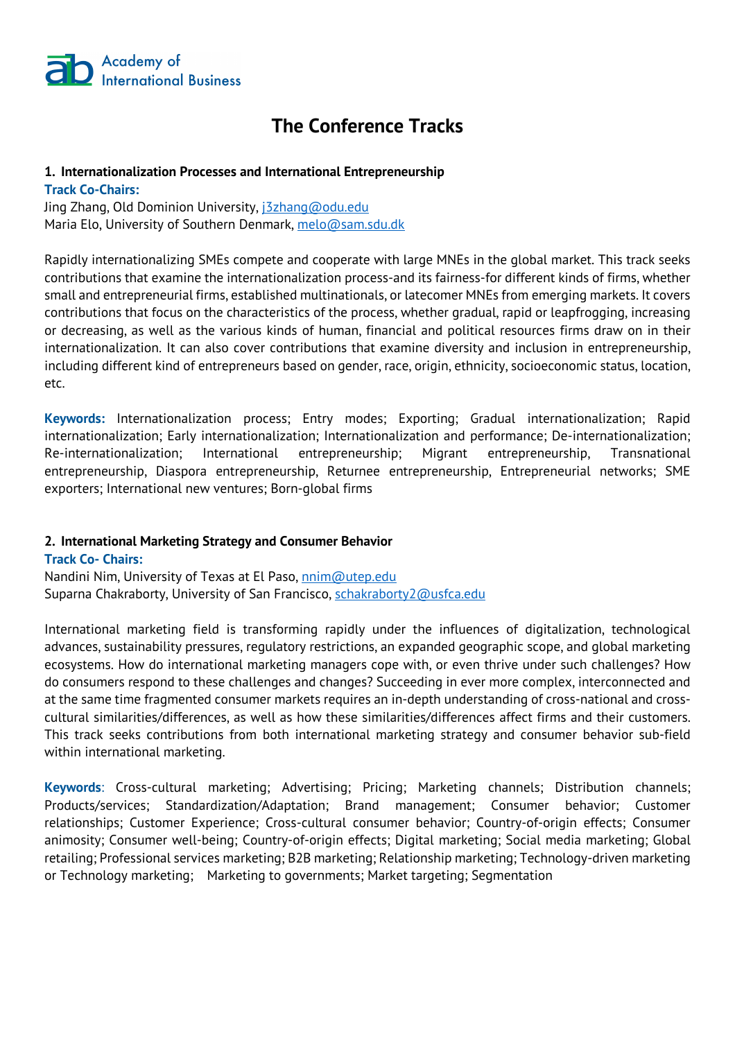# The Conference Tracks

### 1. Internationalization Processes and International Entrepreneurship

**Track Co-Chairs:**

Jing Zhang, Old Dominion University, j3zhang@odu.edu
Maria Elo, University of Southern Denmark, melo@sam.sdu.dk

Rapidly internationalizing SMEs compete and cooperate with large MNEs in the global market. This track seeks contributions that examine the internationalization process-and its fairness-for different kinds of firms, whether small and entrepreneurial firms, established multinationals, or latecomer MNEs from emerging markets. It covers contributions that focus on the characteristics of the process, whether gradual, rapid or leapfrogging, increasing or decreasing, as well as the various kinds of human, financial and political resources firms draw on in their internationalization. It can also cover contributions that examine diversity and inclusion in entrepreneurship, including different kind of entrepreneurs based on gender, race, origin, ethnicity, socioeconomic status, location, etc.

**Keywords:** Internationalization process; Entry modes; Exporting; Gradual internationalization; Rapid internationalization; Early internationalization; Internationalization and performance; De-internationalization; Re-internationalization; International entrepreneurship; Migrant entrepreneurship, Transnational entrepreneurship, Diaspora entrepreneurship, Returnee entrepreneurship, Entrepreneurial networks; SME exporters; International new ventures; Born-global firms

### 2. International Marketing Strategy and Consumer Behavior

**Track Co- Chairs:**

Nandini Nim, University of Texas at El Paso, nnim@utep.edu
Suparna Chakraborty, University of San Francisco, schakraborty2@usfca.edu

International marketing field is transforming rapidly under the influences of digitalization, technological advances, sustainability pressures, regulatory restrictions, an expanded geographic scope, and global marketing ecosystems. How do international marketing managers cope with, or even thrive under such challenges? How do consumers respond to these challenges and changes? Succeeding in ever more complex, interconnected and at the same time fragmented consumer markets requires an in-depth understanding of cross-national and cross-cultural similarities/differences, as well as how these similarities/differences affect firms and their customers. This track seeks contributions from both international marketing strategy and consumer behavior sub-field within international marketing.

**Keywords**: Cross-cultural marketing; Advertising; Pricing; Marketing channels; Distribution channels; Products/services; Standardization/Adaptation; Brand management; Consumer behavior; Customer relationships; Customer Experience; Cross-cultural consumer behavior; Country-of-origin effects; Consumer animosity; Consumer well-being; Country-of-origin effects; Digital marketing; Social media marketing; Global retailing; Professional services marketing; B2B marketing; Relationship marketing; Technology-driven marketing or Technology marketing; Marketing to governments; Market targeting; Segmentation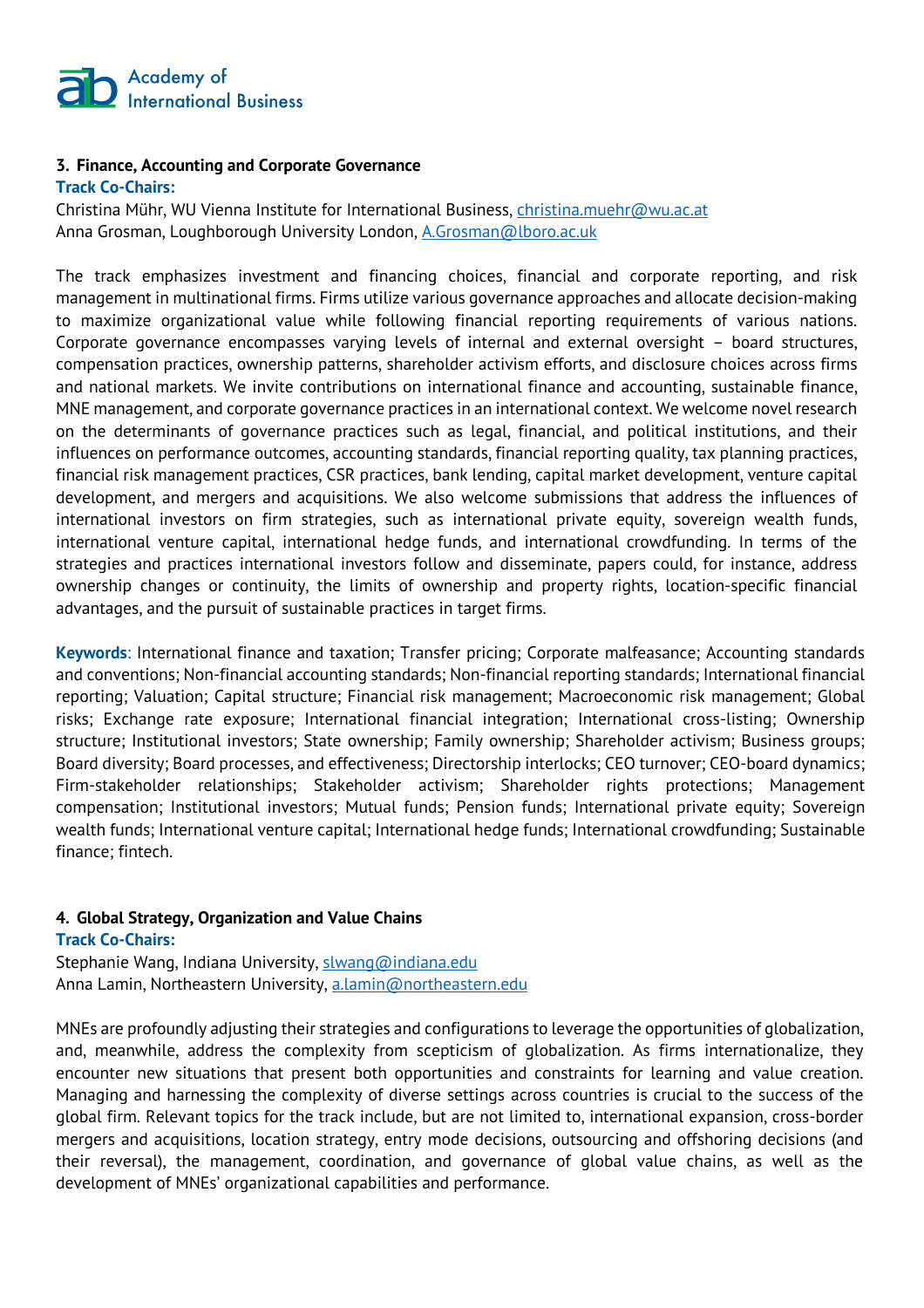### 3. Finance, Accounting and Corporate Governance

**Track Co-Chairs:**
Christina Mühr, WU Vienna Institute for International Business, christina.muehr@wu.ac.at
Anna Grosman, Loughborough University London, A.Grosman@lboro.ac.uk

The track emphasizes investment and financing choices, financial and corporate reporting, and risk management in multinational firms. Firms utilize various governance approaches and allocate decision-making to maximize organizational value while following financial reporting requirements of various nations. Corporate governance encompasses varying levels of internal and external oversight – board structures, compensation practices, ownership patterns, shareholder activism efforts, and disclosure choices across firms and national markets. We invite contributions on international finance and accounting, sustainable finance, MNE management, and corporate governance practices in an international context. We welcome novel research on the determinants of governance practices such as legal, financial, and political institutions, and their influences on performance outcomes, accounting standards, financial reporting quality, tax planning practices, financial risk management practices, CSR practices, bank lending, capital market development, venture capital development, and mergers and acquisitions. We also welcome submissions that address the influences of international investors on firm strategies, such as international private equity, sovereign wealth funds, international venture capital, international hedge funds, and international crowdfunding. In terms of the strategies and practices international investors follow and disseminate, papers could, for instance, address ownership changes or continuity, the limits of ownership and property rights, location-specific financial advantages, and the pursuit of sustainable practices in target firms.

**Keywords**: International finance and taxation; Transfer pricing; Corporate malfeasance; Accounting standards and conventions; Non-financial accounting standards; Non-financial reporting standards; International financial reporting; Valuation; Capital structure; Financial risk management; Macroeconomic risk management; Global risks; Exchange rate exposure; International financial integration; International cross-listing; Ownership structure; Institutional investors; State ownership; Family ownership; Shareholder activism; Business groups; Board diversity; Board processes, and effectiveness; Directorship interlocks; CEO turnover; CEO-board dynamics; Firm-stakeholder relationships; Stakeholder activism; Shareholder rights protections; Management compensation; Institutional investors; Mutual funds; Pension funds; International private equity; Sovereign wealth funds; International venture capital; International hedge funds; International crowdfunding; Sustainable finance; fintech.

### 4. Global Strategy, Organization and Value Chains

**Track Co-Chairs:**
Stephanie Wang, Indiana University, slwang@indiana.edu
Anna Lamin, Northeastern University, a.lamin@northeastern.edu

MNEs are profoundly adjusting their strategies and configurations to leverage the opportunities of globalization, and, meanwhile, address the complexity from scepticism of globalization. As firms internationalize, they encounter new situations that present both opportunities and constraints for learning and value creation. Managing and harnessing the complexity of diverse settings across countries is crucial to the success of the global firm. Relevant topics for the track include, but are not limited to, international expansion, cross-border mergers and acquisitions, location strategy, entry mode decisions, outsourcing and offshoring decisions (and their reversal), the management, coordination, and governance of global value chains, as well as the development of MNEs' organizational capabilities and performance.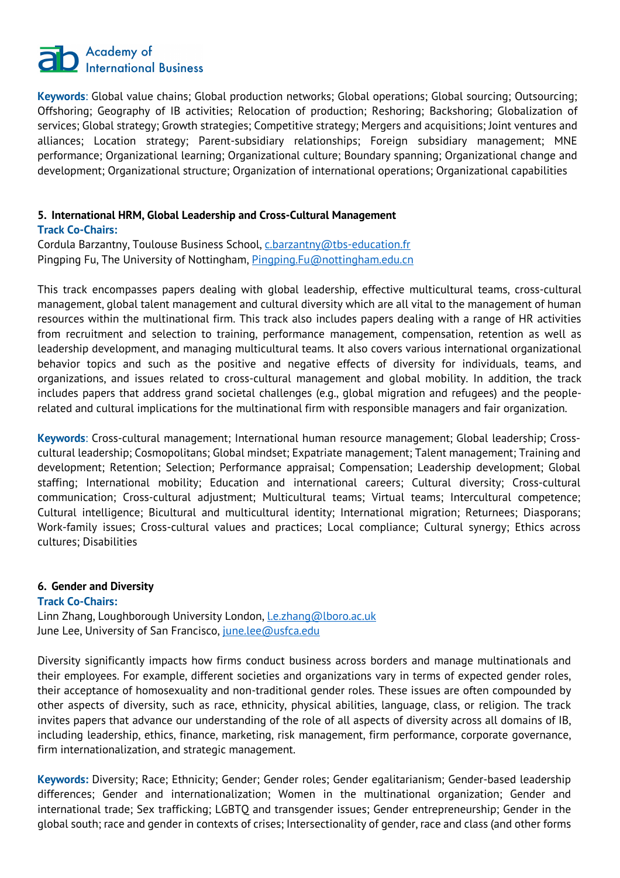**Keywords**: Global value chains; Global production networks; Global operations; Global sourcing; Outsourcing; Offshoring; Geography of IB activities; Relocation of production; Reshoring; Backshoring; Globalization of services; Global strategy; Growth strategies; Competitive strategy; Mergers and acquisitions; Joint ventures and alliances; Location strategy; Parent-subsidiary relationships; Foreign subsidiary management; MNE performance; Organizational learning; Organizational culture; Boundary spanning; Organizational change and development; Organizational structure; Organization of international operations; Organizational capabilities

## 5. International HRM, Global Leadership and Cross-Cultural Management

**Track Co-Chairs:**

Cordula Barzantny, Toulouse Business School, c.barzantny@tbs-education.fr
Pingping Fu, The University of Nottingham, Pingping.Fu@nottingham.edu.cn

This track encompasses papers dealing with global leadership, effective multicultural teams, cross-cultural management, global talent management and cultural diversity which are all vital to the management of human resources within the multinational firm. This track also includes papers dealing with a range of HR activities from recruitment and selection to training, performance management, compensation, retention as well as leadership development, and managing multicultural teams. It also covers various international organizational behavior topics and such as the positive and negative effects of diversity for individuals, teams, and organizations, and issues related to cross-cultural management and global mobility. In addition, the track includes papers that address grand societal challenges (e.g., global migration and refugees) and the people-related and cultural implications for the multinational firm with responsible managers and fair organization.

**Keywords**: Cross-cultural management; International human resource management; Global leadership; Cross-cultural leadership; Cosmopolitans; Global mindset; Expatriate management; Talent management; Training and development; Retention; Selection; Performance appraisal; Compensation; Leadership development; Global staffing; International mobility; Education and international careers; Cultural diversity; Cross-cultural communication; Cross-cultural adjustment; Multicultural teams; Virtual teams; Intercultural competence; Cultural intelligence; Bicultural and multicultural identity; International migration; Returnees; Diasporans; Work-family issues; Cross-cultural values and practices; Local compliance; Cultural synergy; Ethics across cultures; Disabilities

## 6. Gender and Diversity

**Track Co-Chairs:**

Linn Zhang, Loughborough University London, l.e.zhang@lboro.ac.uk
June Lee, University of San Francisco, june.lee@usfca.edu

Diversity significantly impacts how firms conduct business across borders and manage multinationals and their employees. For example, different societies and organizations vary in terms of expected gender roles, their acceptance of homosexuality and non-traditional gender roles. These issues are often compounded by other aspects of diversity, such as race, ethnicity, physical abilities, language, class, or religion. The track invites papers that advance our understanding of the role of all aspects of diversity across all domains of IB, including leadership, ethics, finance, marketing, risk management, firm performance, corporate governance, firm internationalization, and strategic management.

**Keywords:** Diversity; Race; Ethnicity; Gender; Gender roles; Gender egalitarianism; Gender-based leadership differences; Gender and internationalization; Women in the multinational organization; Gender and international trade; Sex trafficking; LGBTQ and transgender issues; Gender entrepreneurship; Gender in the global south; race and gender in contexts of crises; Intersectionality of gender, race and class (and other forms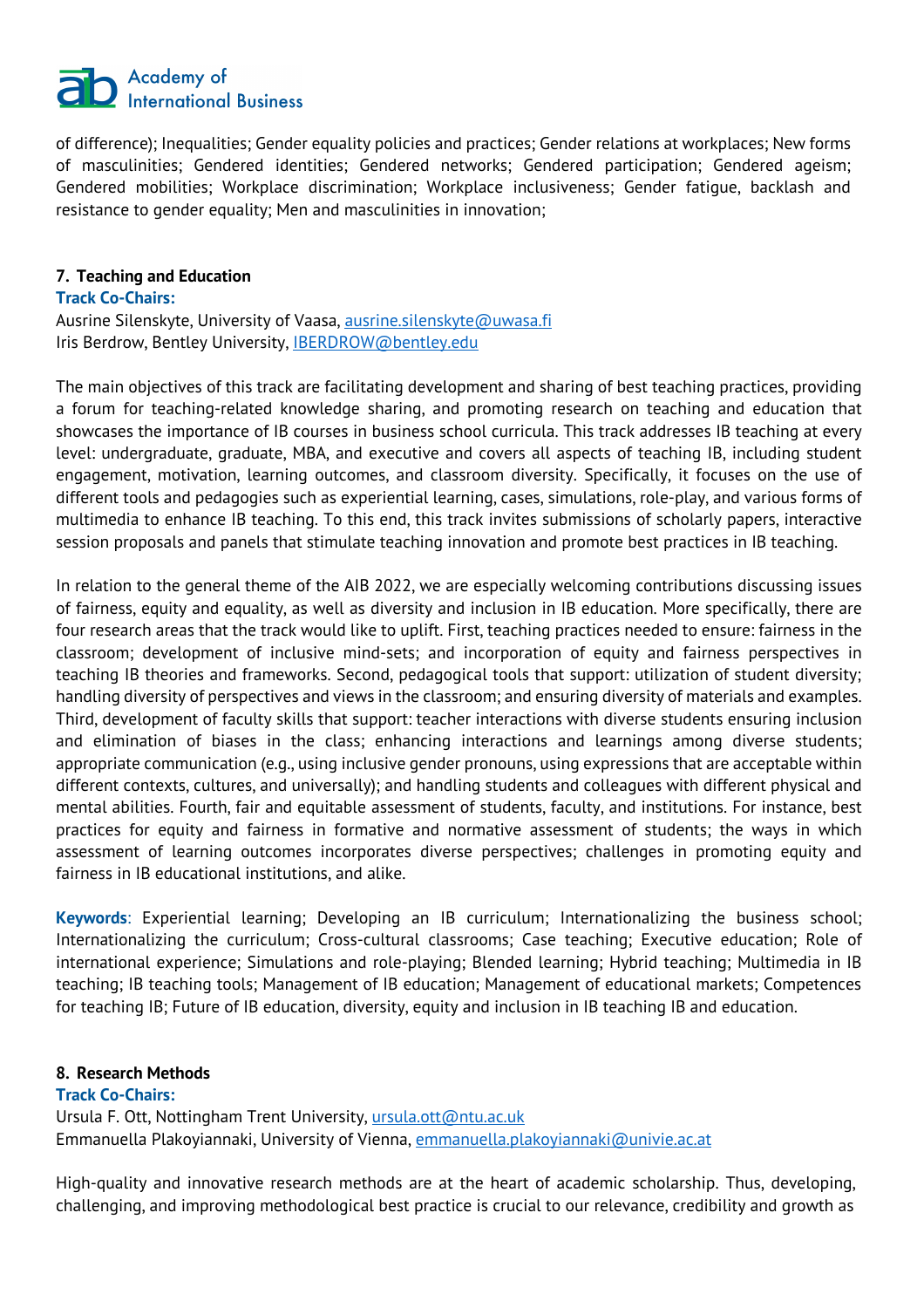of difference); Inequalities; Gender equality policies and practices; Gender relations at workplaces; New forms of masculinities; Gendered identities; Gendered networks; Gendered participation; Gendered ageism; Gendered mobilities; Workplace discrimination; Workplace inclusiveness; Gender fatigue, backlash and resistance to gender equality; Men and masculinities in innovation;

## 7. Teaching and Education

**Track Co-Chairs:**
Ausrine Silenskyte, University of Vaasa, ausrine.silenskyte@uwasa.fi
Iris Berdrow, Bentley University, IBERDROW@bentley.edu

The main objectives of this track are facilitating development and sharing of best teaching practices, providing a forum for teaching-related knowledge sharing, and promoting research on teaching and education that showcases the importance of IB courses in business school curricula. This track addresses IB teaching at every level: undergraduate, graduate, MBA, and executive and covers all aspects of teaching IB, including student engagement, motivation, learning outcomes, and classroom diversity. Specifically, it focuses on the use of different tools and pedagogies such as experiential learning, cases, simulations, role-play, and various forms of multimedia to enhance IB teaching. To this end, this track invites submissions of scholarly papers, interactive session proposals and panels that stimulate teaching innovation and promote best practices in IB teaching.

In relation to the general theme of the AIB 2022, we are especially welcoming contributions discussing issues of fairness, equity and equality, as well as diversity and inclusion in IB education. More specifically, there are four research areas that the track would like to uplift. First, teaching practices needed to ensure: fairness in the classroom; development of inclusive mind-sets; and incorporation of equity and fairness perspectives in teaching IB theories and frameworks. Second, pedagogical tools that support: utilization of student diversity; handling diversity of perspectives and views in the classroom; and ensuring diversity of materials and examples. Third, development of faculty skills that support: teacher interactions with diverse students ensuring inclusion and elimination of biases in the class; enhancing interactions and learnings among diverse students; appropriate communication (e.g., using inclusive gender pronouns, using expressions that are acceptable within different contexts, cultures, and universally); and handling students and colleagues with different physical and mental abilities. Fourth, fair and equitable assessment of students, faculty, and institutions. For instance, best practices for equity and fairness in formative and normative assessment of students; the ways in which assessment of learning outcomes incorporates diverse perspectives; challenges in promoting equity and fairness in IB educational institutions, and alike.

**Keywords**: Experiential learning; Developing an IB curriculum; Internationalizing the business school; Internationalizing the curriculum; Cross-cultural classrooms; Case teaching; Executive education; Role of international experience; Simulations and role-playing; Blended learning; Hybrid teaching; Multimedia in IB teaching; IB teaching tools; Management of IB education; Management of educational markets; Competences for teaching IB; Future of IB education, diversity, equity and inclusion in IB teaching IB and education.

## 8. Research Methods

**Track Co-Chairs:**
Ursula F. Ott, Nottingham Trent University, ursula.ott@ntu.ac.uk
Emmanuella Plakoyiannaki, University of Vienna, emmanuella.plakoyiannaki@univie.ac.at

High-quality and innovative research methods are at the heart of academic scholarship. Thus, developing, challenging, and improving methodological best practice is crucial to our relevance, credibility and growth as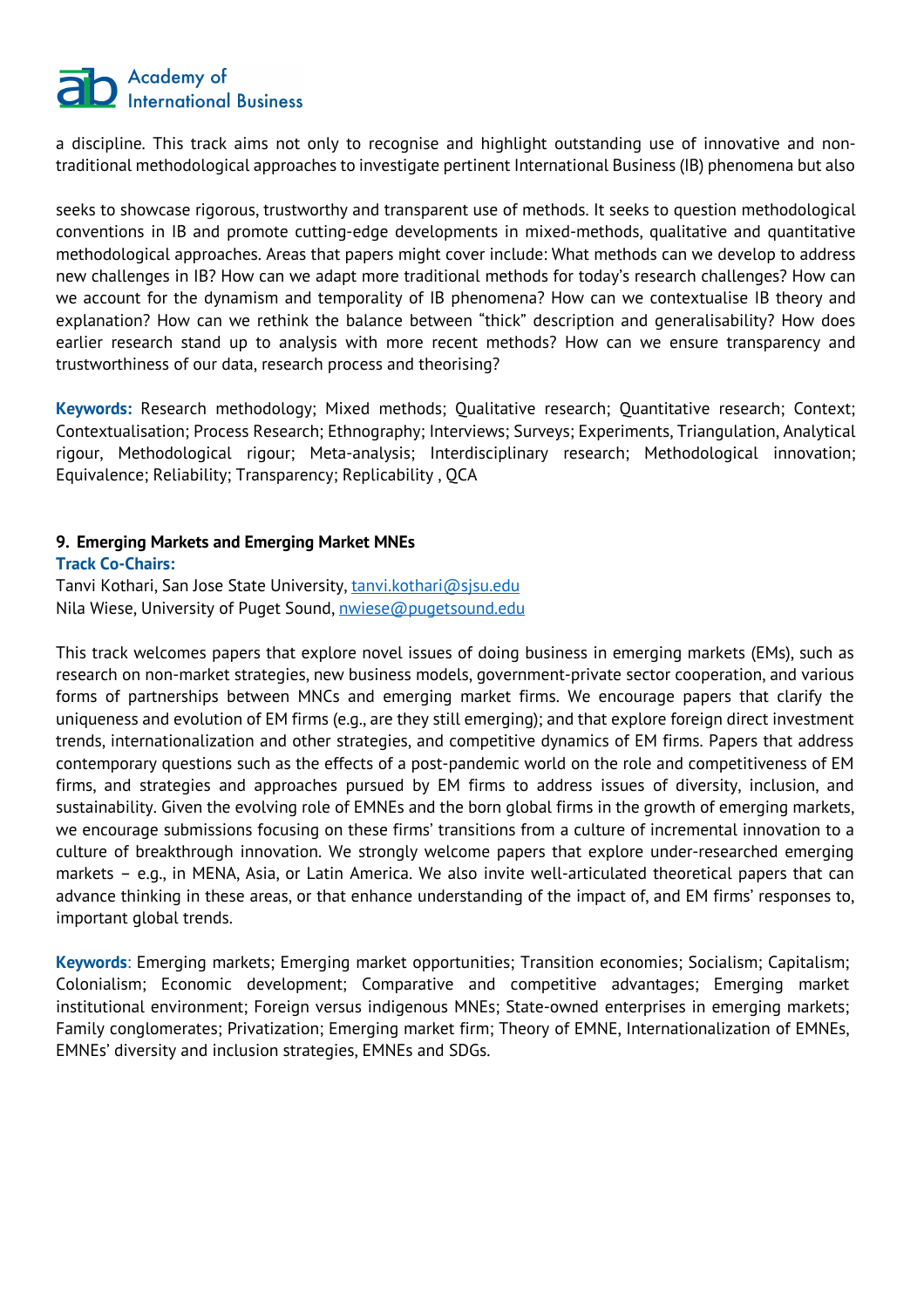a discipline. This track aims not only to recognise and highlight outstanding use of innovative and non-traditional methodological approaches to investigate pertinent International Business (IB) phenomena but also

seeks to showcase rigorous, trustworthy and transparent use of methods. It seeks to question methodological conventions in IB and promote cutting-edge developments in mixed-methods, qualitative and quantitative methodological approaches. Areas that papers might cover include: What methods can we develop to address new challenges in IB? How can we adapt more traditional methods for today's research challenges? How can we account for the dynamism and temporality of IB phenomena? How can we contextualise IB theory and explanation? How can we rethink the balance between "thick" description and generalisability? How does earlier research stand up to analysis with more recent methods? How can we ensure transparency and trustworthiness of our data, research process and theorising?

**Keywords:** Research methodology; Mixed methods; Qualitative research; Quantitative research; Context; Contextualisation; Process Research; Ethnography; Interviews; Surveys; Experiments, Triangulation, Analytical rigour, Methodological rigour; Meta-analysis; Interdisciplinary research; Methodological innovation; Equivalence; Reliability; Transparency; Replicability , QCA

### 9. Emerging Markets and Emerging Market MNEs

**Track Co-Chairs:**
Tanvi Kothari, San Jose State University, tanvi.kothari@sjsu.edu
Nila Wiese, University of Puget Sound, nwiese@pugetsound.edu

This track welcomes papers that explore novel issues of doing business in emerging markets (EMs), such as research on non-market strategies, new business models, government-private sector cooperation, and various forms of partnerships between MNCs and emerging market firms. We encourage papers that clarify the uniqueness and evolution of EM firms (e.g., are they still emerging); and that explore foreign direct investment trends, internationalization and other strategies, and competitive dynamics of EM firms. Papers that address contemporary questions such as the effects of a post-pandemic world on the role and competitiveness of EM firms, and strategies and approaches pursued by EM firms to address issues of diversity, inclusion, and sustainability. Given the evolving role of EMNEs and the born global firms in the growth of emerging markets, we encourage submissions focusing on these firms' transitions from a culture of incremental innovation to a culture of breakthrough innovation. We strongly welcome papers that explore under-researched emerging markets – e.g., in MENA, Asia, or Latin America. We also invite well-articulated theoretical papers that can advance thinking in these areas, or that enhance understanding of the impact of, and EM firms' responses to, important global trends.

**Keywords**: Emerging markets; Emerging market opportunities; Transition economies; Socialism; Capitalism; Colonialism; Economic development; Comparative and competitive advantages; Emerging market institutional environment; Foreign versus indigenous MNEs; State-owned enterprises in emerging markets; Family conglomerates; Privatization; Emerging market firm; Theory of EMNE, Internationalization of EMNEs, EMNEs' diversity and inclusion strategies, EMNEs and SDGs.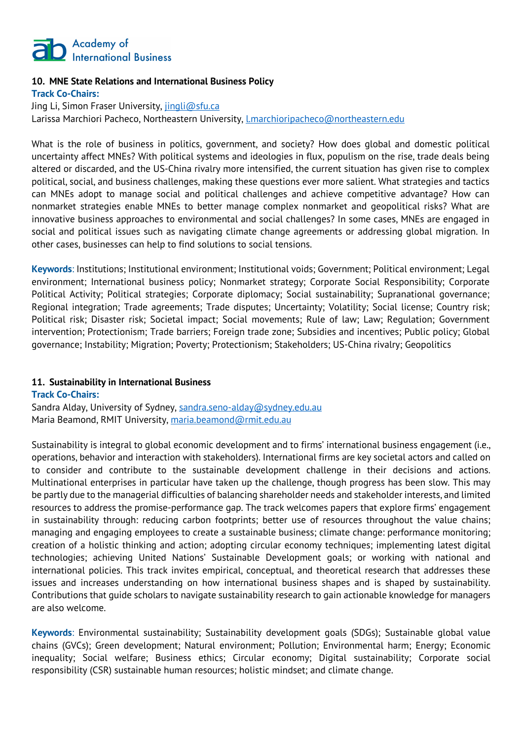**10. MNE State Relations and International Business Policy**

**Track Co-Chairs:**

Jing Li, Simon Fraser University, jingli@sfu.ca
Larissa Marchiori Pacheco, Northeastern University, l.marchioripacheco@northeastern.edu

What is the role of business in politics, government, and society? How does global and domestic political uncertainty affect MNEs? With political systems and ideologies in flux, populism on the rise, trade deals being altered or discarded, and the US-China rivalry more intensified, the current situation has given rise to complex political, social, and business challenges, making these questions ever more salient. What strategies and tactics can MNEs adopt to manage social and political challenges and achieve competitive advantage? How can nonmarket strategies enable MNEs to better manage complex nonmarket and geopolitical risks? What are innovative business approaches to environmental and social challenges? In some cases, MNEs are engaged in social and political issues such as navigating climate change agreements or addressing global migration. In other cases, businesses can help to find solutions to social tensions.

**Keywords**: Institutions; Institutional environment; Institutional voids; Government; Political environment; Legal environment; International business policy; Nonmarket strategy; Corporate Social Responsibility; Corporate Political Activity; Political strategies; Corporate diplomacy; Social sustainability; Supranational governance; Regional integration; Trade agreements; Trade disputes; Uncertainty; Volatility; Social license; Country risk; Political risk; Disaster risk; Societal impact; Social movements; Rule of law; Law; Regulation; Government intervention; Protectionism; Trade barriers; Foreign trade zone; Subsidies and incentives; Public policy; Global governance; Instability; Migration; Poverty; Protectionism; Stakeholders; US-China rivalry; Geopolitics

**11. Sustainability in International Business**

**Track Co-Chairs:**

Sandra Alday, University of Sydney, sandra.seno-alday@sydney.edu.au
Maria Beamond, RMIT University, maria.beamond@rmit.edu.au

Sustainability is integral to global economic development and to firms' international business engagement (i.e., operations, behavior and interaction with stakeholders). International firms are key societal actors and called on to consider and contribute to the sustainable development challenge in their decisions and actions. Multinational enterprises in particular have taken up the challenge, though progress has been slow. This may be partly due to the managerial difficulties of balancing shareholder needs and stakeholder interests, and limited resources to address the promise-performance gap. The track welcomes papers that explore firms' engagement in sustainability through: reducing carbon footprints; better use of resources throughout the value chains; managing and engaging employees to create a sustainable business; climate change: performance monitoring; creation of a holistic thinking and action; adopting circular economy techniques; implementing latest digital technologies; achieving United Nations' Sustainable Development goals; or working with national and international policies. This track invites empirical, conceptual, and theoretical research that addresses these issues and increases understanding on how international business shapes and is shaped by sustainability. Contributions that guide scholars to navigate sustainability research to gain actionable knowledge for managers are also welcome.

**Keywords**: Environmental sustainability; Sustainability development goals (SDGs); Sustainable global value chains (GVCs); Green development; Natural environment; Pollution; Environmental harm; Energy; Economic inequality; Social welfare; Business ethics; Circular economy; Digital sustainability; Corporate social responsibility (CSR) sustainable human resources; holistic mindset; and climate change.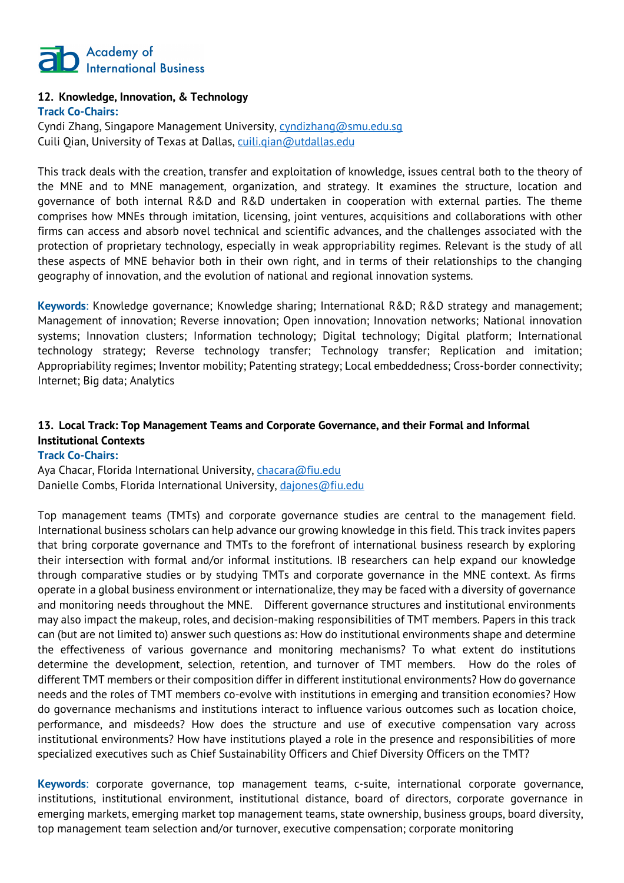### 12. Knowledge, Innovation, & Technology

**Track Co-Chairs:**

Cyndi Zhang, Singapore Management University, cyndizhang@smu.edu.sg
Cuili Qian, University of Texas at Dallas, cuili.qian@utdallas.edu

This track deals with the creation, transfer and exploitation of knowledge, issues central both to the theory of the MNE and to MNE management, organization, and strategy. It examines the structure, location and governance of both internal R&D and R&D undertaken in cooperation with external parties. The theme comprises how MNEs through imitation, licensing, joint ventures, acquisitions and collaborations with other firms can access and absorb novel technical and scientific advances, and the challenges associated with the protection of proprietary technology, especially in weak appropriability regimes. Relevant is the study of all these aspects of MNE behavior both in their own right, and in terms of their relationships to the changing geography of innovation, and the evolution of national and regional innovation systems.

**Keywords**: Knowledge governance; Knowledge sharing; International R&D; R&D strategy and management; Management of innovation; Reverse innovation; Open innovation; Innovation networks; National innovation systems; Innovation clusters; Information technology; Digital technology; Digital platform; International technology strategy; Reverse technology transfer; Technology transfer; Replication and imitation; Appropriability regimes; Inventor mobility; Patenting strategy; Local embeddedness; Cross-border connectivity; Internet; Big data; Analytics

### 13. Local Track: Top Management Teams and Corporate Governance, and their Formal and Informal Institutional Contexts

**Track Co-Chairs:**

Aya Chacar, Florida International University, chacara@fiu.edu
Danielle Combs, Florida International University, dajones@fiu.edu

Top management teams (TMTs) and corporate governance studies are central to the management field. International business scholars can help advance our growing knowledge in this field. This track invites papers that bring corporate governance and TMTs to the forefront of international business research by exploring their intersection with formal and/or informal institutions. IB researchers can help expand our knowledge through comparative studies or by studying TMTs and corporate governance in the MNE context. As firms operate in a global business environment or internationalize, they may be faced with a diversity of governance and monitoring needs throughout the MNE. Different governance structures and institutional environments may also impact the makeup, roles, and decision-making responsibilities of TMT members. Papers in this track can (but are not limited to) answer such questions as: How do institutional environments shape and determine the effectiveness of various governance and monitoring mechanisms? To what extent do institutions determine the development, selection, retention, and turnover of TMT members. How do the roles of different TMT members or their composition differ in different institutional environments? How do governance needs and the roles of TMT members co-evolve with institutions in emerging and transition economies? How do governance mechanisms and institutions interact to influence various outcomes such as location choice, performance, and misdeeds? How does the structure and use of executive compensation vary across institutional environments? How have institutions played a role in the presence and responsibilities of more specialized executives such as Chief Sustainability Officers and Chief Diversity Officers on the TMT?

**Keywords**: corporate governance, top management teams, c-suite, international corporate governance, institutions, institutional environment, institutional distance, board of directors, corporate governance in emerging markets, emerging market top management teams, state ownership, business groups, board diversity, top management team selection and/or turnover, executive compensation; corporate monitoring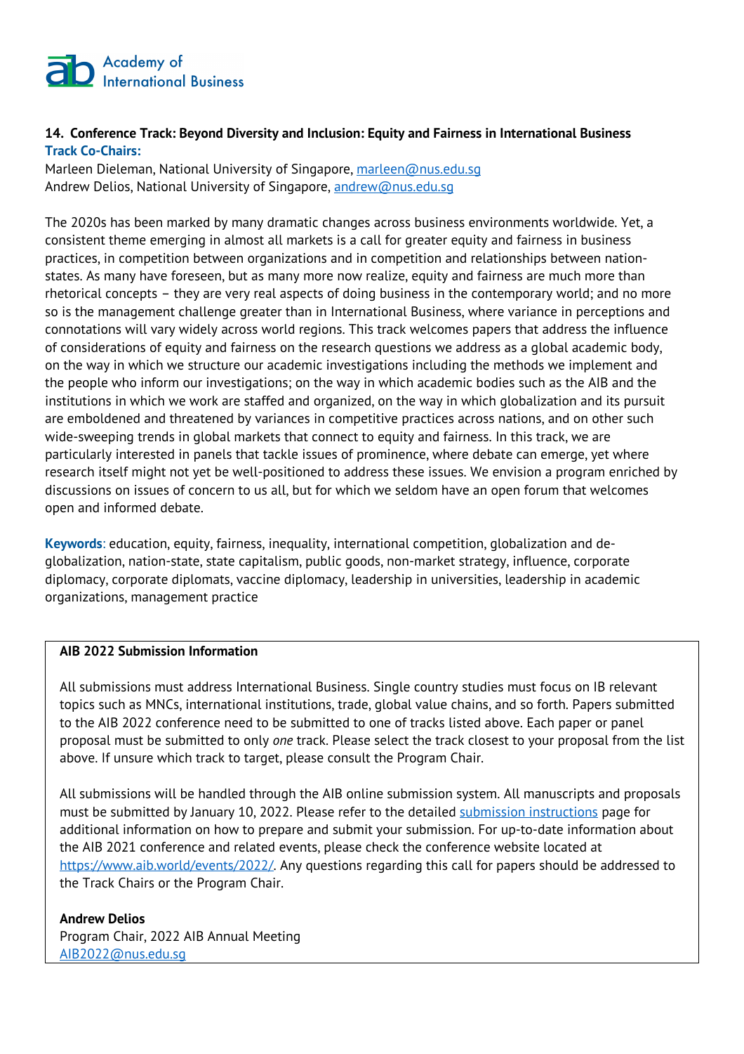Academy of International Business

### 14. Conference Track: Beyond Diversity and Inclusion: Equity and Fairness in International Business

**Track Co-Chairs:**

Marleen Dieleman, National University of Singapore, marleen@nus.edu.sg
Andrew Delios, National University of Singapore, andrew@nus.edu.sg

The 2020s has been marked by many dramatic changes across business environments worldwide. Yet, a consistent theme emerging in almost all markets is a call for greater equity and fairness in business practices, in competition between organizations and in competition and relationships between nation-states. As many have foreseen, but as many more now realize, equity and fairness are much more than rhetorical concepts – they are very real aspects of doing business in the contemporary world; and no more so is the management challenge greater than in International Business, where variance in perceptions and connotations will vary widely across world regions. This track welcomes papers that address the influence of considerations of equity and fairness on the research questions we address as a global academic body, on the way in which we structure our academic investigations including the methods we implement and the people who inform our investigations; on the way in which academic bodies such as the AIB and the institutions in which we work are staffed and organized, on the way in which globalization and its pursuit are emboldened and threatened by variances in competitive practices across nations, and on other such wide-sweeping trends in global markets that connect to equity and fairness. In this track, we are particularly interested in panels that tackle issues of prominence, where debate can emerge, yet where research itself might not yet be well-positioned to address these issues. We envision a program enriched by discussions on issues of concern to us all, but for which we seldom have an open forum that welcomes open and informed debate.

**Keywords**: education, equity, fairness, inequality, international competition, globalization and de-globalization, nation-state, state capitalism, public goods, non-market strategy, influence, corporate diplomacy, corporate diplomats, vaccine diplomacy, leadership in universities, leadership in academic organizations, management practice

**AIB 2022 Submission Information**

All submissions must address International Business. Single country studies must focus on IB relevant topics such as MNCs, international institutions, trade, global value chains, and so forth. Papers submitted to the AIB 2022 conference need to be submitted to one of tracks listed above. Each paper or panel proposal must be submitted to only *one* track. Please select the track closest to your proposal from the list above. If unsure which track to target, please consult the Program Chair.

All submissions will be handled through the AIB online submission system. All manuscripts and proposals must be submitted by January 10, 2022. Please refer to the detailed submission instructions page for additional information on how to prepare and submit your submission. For up-to-date information about the AIB 2021 conference and related events, please check the conference website located at https://www.aib.world/events/2022/. Any questions regarding this call for papers should be addressed to the Track Chairs or the Program Chair.

**Andrew Delios**
Program Chair, 2022 AIB Annual Meeting
AIB2022@nus.edu.sg